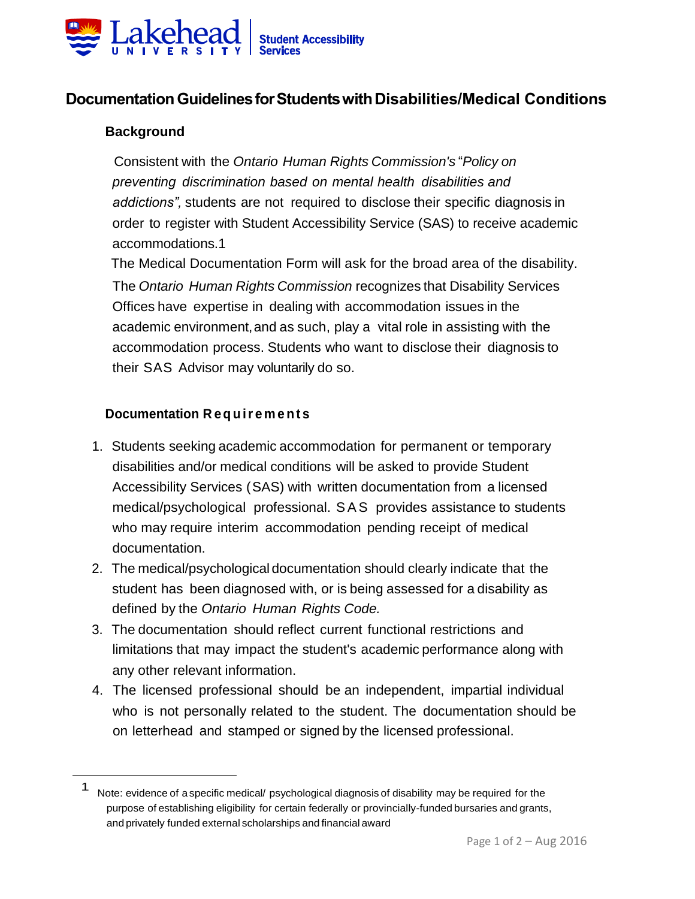Lakehead UNIVERSITY | Student Accessibility Services

# Documentation Guidelines for Students with Disabilities/Medical Conditions

## Background

Consistent with the *Ontario Human Rights Commission's* "*Policy on preventing discrimination based on mental health disabilities and addictions",* students are not required to disclose their specific diagnosis in order to register with Student Accessibility Service (SAS) to receive academic accommodations.[1]

The Medical Documentation Form will ask for the broad area of the disability. The *Ontario Human Rights Commission* recognizes that Disability Services Offices have expertise in dealing with accommodation issues in the academic environment, and as such, play a vital role in assisting with the accommodation process. Students who want to disclose their diagnosis to their SAS Advisor may voluntarily do so.

## Documentation Requirements

1. Students seeking academic accommodation for permanent or temporary disabilities and/or medical conditions will be asked to provide Student Accessibility Services (SAS) with written documentation from a licensed medical/psychological professional. SAS provides assistance to students who may require interim accommodation pending receipt of medical documentation.
2. The medical/psychological documentation should clearly indicate that the student has been diagnosed with, or is being assessed for a disability as defined by the *Ontario Human Rights Code.*
3. The documentation should reflect current functional restrictions and limitations that may impact the student's academic performance along with any other relevant information.
4. The licensed professional should be an independent, impartial individual who is not personally related to the student. The documentation should be on letterhead and stamped or signed by the licensed professional.

---

[1] Note: evidence of a specific medical/ psychological diagnosis of disability may be required for the purpose of establishing eligibility for certain federally or provincially-funded bursaries and grants, and privately funded external scholarships and financial award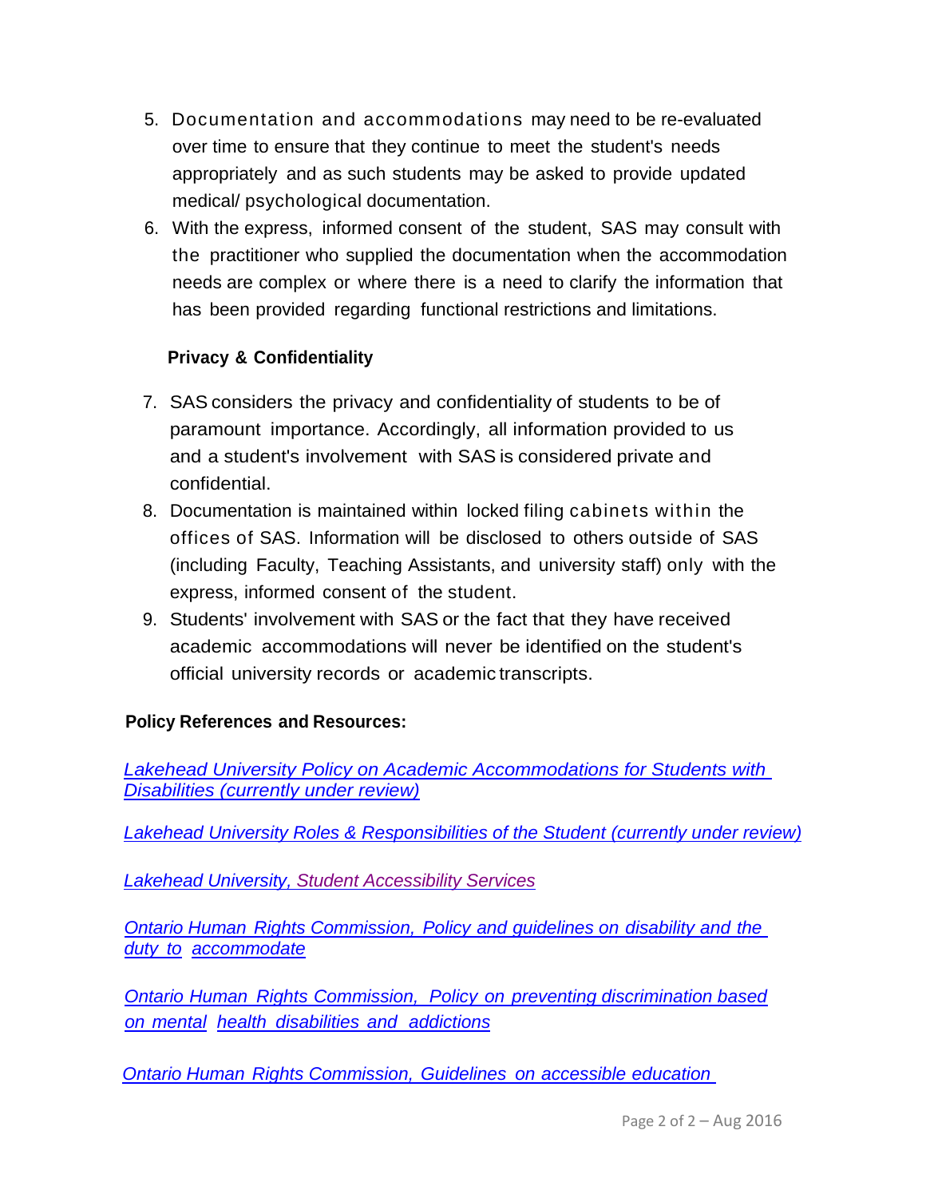5. Documentation and accommodations may need to be re-evaluated over time to ensure that they continue to meet the student's needs appropriately and as such students may be asked to provide updated medical/ psychological documentation.
6. With the express, informed consent of the student, SAS may consult with the practitioner who supplied the documentation when the accommodation needs are complex or where there is a need to clarify the information that has been provided regarding functional restrictions and limitations.

**Privacy & Confidentiality**

7. SAS considers the privacy and confidentiality of students to be of paramount importance. Accordingly, all information provided to us and a student's involvement with SAS is considered private and confidential.
8. Documentation is maintained within locked filing cabinets within the offices of SAS. Information will be disclosed to others outside of SAS (including Faculty, Teaching Assistants, and university staff) only with the express, informed consent of the student.
9. Students' involvement with SAS or the fact that they have received academic accommodations will never be identified on the student's official university records or academic transcripts.

**Policy References and Resources:**

*Lakehead University Policy on Academic Accommodations for Students with Disabilities (currently under review)*

*Lakehead University Roles & Responsibilities of the Student (currently under review)*

*Lakehead University, Student Accessibility Services*

*Ontario Human Rights Commission, Policy and guidelines on disability and the duty to accommodate*

*Ontario Human Rights Commission, Policy on preventing discrimination based on mental health disabilities and addictions*

*Ontario Human Rights Commission, Guidelines on accessible education*